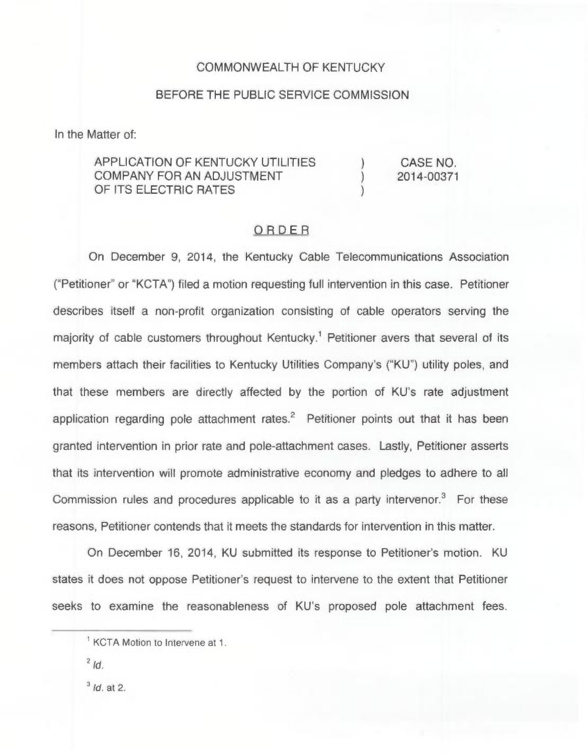COMMONWEALTH OF KENTUCKY

BEFORE THE PUBLIC SERVICE COMMISSION

In the Matter of:

| | | |
|---|---|---|
| APPLICATION OF KENTUCKY UTILITIES COMPANY FOR AN ADJUSTMENT OF ITS ELECTRIC RATES | ) ) ) | CASE NO. 2014-00371 |

# ORDER

On December 9, 2014, the Kentucky Cable Telecommunications Association ("Petitioner" or "KCTA") filed a motion requesting full intervention in this case. Petitioner describes itself a non-profit organization consisting of cable operators serving the majority of cable customers throughout Kentucky.[1] Petitioner avers that several of its members attach their facilities to Kentucky Utilities Company's ("KU") utility poles, and that these members are directly affected by the portion of KU's rate adjustment application regarding pole attachment rates.[2] Petitioner points out that it has been granted intervention in prior rate and pole-attachment cases. Lastly, Petitioner asserts that its intervention will promote administrative economy and pledges to adhere to all Commission rules and procedures applicable to it as a party intervenor.[3] For these reasons, Petitioner contends that it meets the standards for intervention in this matter.

On December 16, 2014, KU submitted its response to Petitioner's motion. KU states it does not oppose Petitioner's request to intervene to the extent that Petitioner seeks to examine the reasonableness of KU's proposed pole attachment fees.

---

[1] KCTA Motion to Intervene at 1.

[2] *Id.*

[3] *Id.* at 2.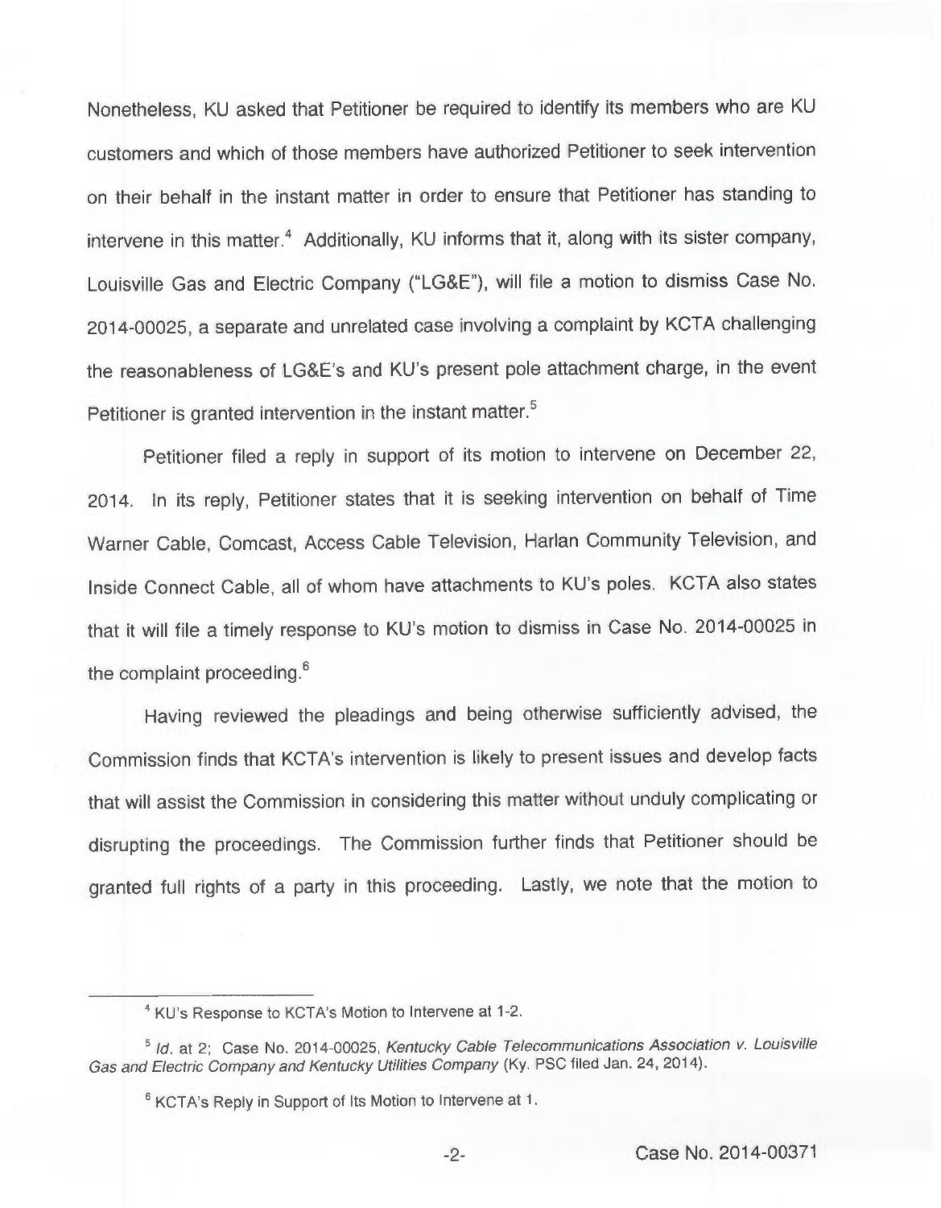Nonetheless, KU asked that Petitioner be required to identify its members who are KU customers and which of those members have authorized Petitioner to seek intervention on their behalf in the instant matter in order to ensure that Petitioner has standing to intervene in this matter.[4] Additionally, KU informs that it, along with its sister company, Louisville Gas and Electric Company ("LG&E"), will file a motion to dismiss Case No. 2014-00025, a separate and unrelated case involving a complaint by KCTA challenging the reasonableness of LG&E's and KU's present pole attachment charge, in the event Petitioner is granted intervention in the instant matter.[5]

Petitioner filed a reply in support of its motion to intervene on December 22, 2014. In its reply, Petitioner states that it is seeking intervention on behalf of Time Warner Cable, Comcast, Access Cable Television, Harlan Community Television, and Inside Connect Cable, all of whom have attachments to KU's poles. KCTA also states that it will file a timely response to KU's motion to dismiss in Case No. 2014-00025 in the complaint proceeding.[6]

Having reviewed the pleadings and being otherwise sufficiently advised, the Commission finds that KCTA's intervention is likely to present issues and develop facts that will assist the Commission in considering this matter without unduly complicating or disrupting the proceedings. The Commission further finds that Petitioner should be granted full rights of a party in this proceeding. Lastly, we note that the motion to

---

[4] KU's Response to KCTA's Motion to Intervene at 1-2.

[5] *Id.* at 2; Case No. 2014-00025, *Kentucky Cable Telecommunications Association v. Louisville Gas and Electric Company and Kentucky Utilities Company* (Ky. PSC filed Jan. 24, 2014).

[6] KCTA's Reply in Support of Its Motion to Intervene at 1.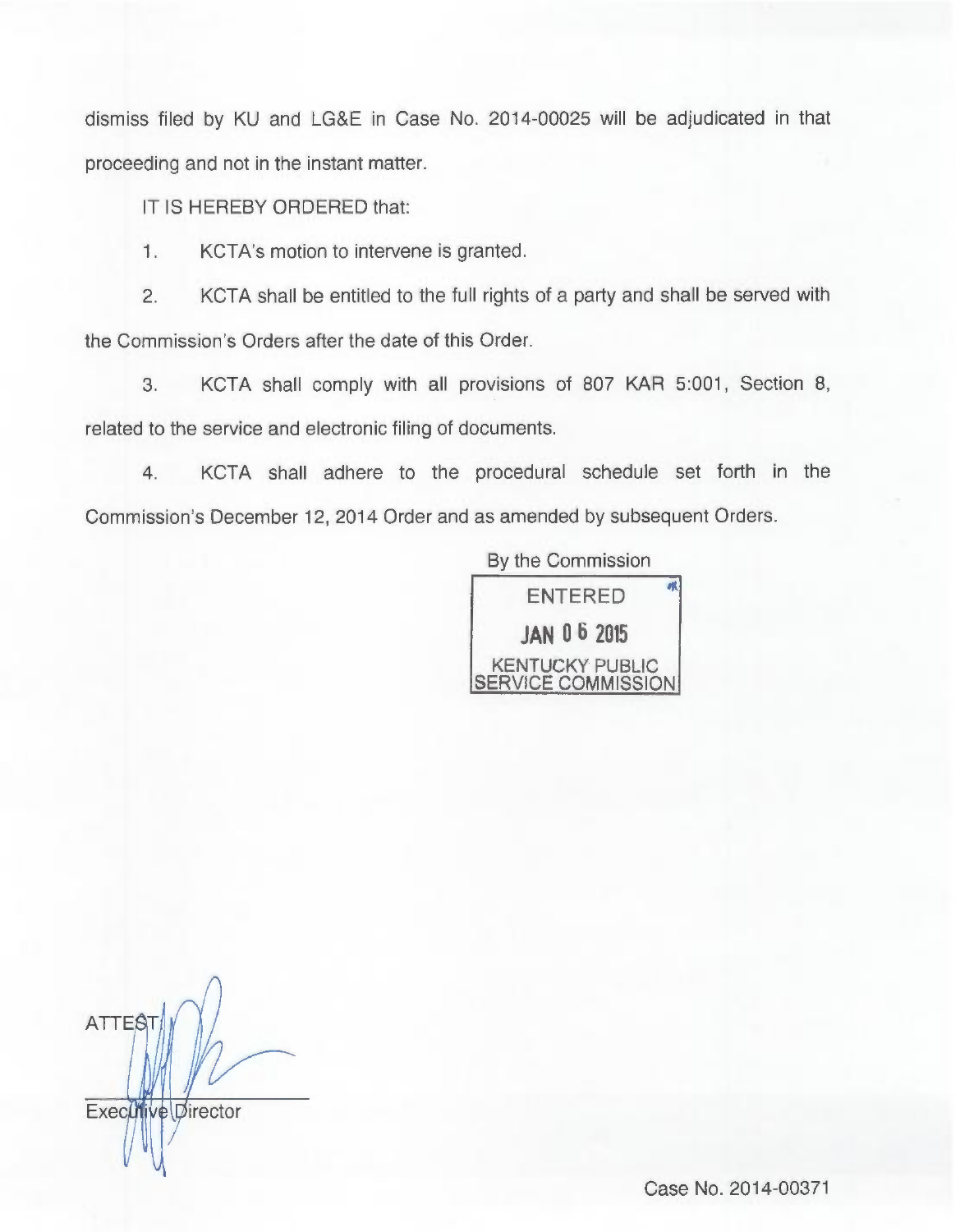dismiss filed by KU and LG&E in Case No. 2014-00025 will be adjudicated in that proceeding and not in the instant matter.

IT IS HEREBY ORDERED that:

1. KCTA's motion to intervene is granted.

2. KCTA shall be entitled to the full rights of a party and shall be served with the Commission's Orders after the date of this Order.

3. KCTA shall comply with all provisions of 807 KAR 5:001, Section 8, related to the service and electronic filing of documents.

4. KCTA shall adhere to the procedural schedule set forth in the Commission's December 12, 2014 Order and as amended by subsequent Orders.

By the Commission

ENTERED
JAN 06 2015
KENTUCKY PUBLIC SERVICE COMMISSION

ATTEST:

Executive Director

Case No. 2014-00371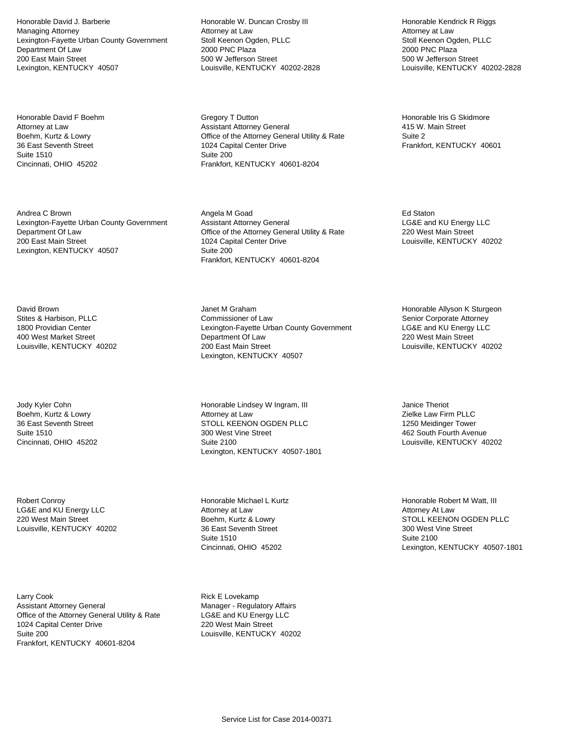Honorable David J. Barberie
Managing Attorney
Lexington-Fayette Urban County Government
Department Of Law
200 East Main Street
Lexington, KENTUCKY 40507

Honorable W. Duncan Crosby III
Attorney at Law
Stoll Keenon Ogden, PLLC
2000 PNC Plaza
500 W Jefferson Street
Louisville, KENTUCKY 40202-2828

Honorable Kendrick R Riggs
Attorney at Law
Stoll Keenon Ogden, PLLC
2000 PNC Plaza
500 W Jefferson Street
Louisville, KENTUCKY 40202-2828

Honorable David F Boehm
Attorney at Law
Boehm, Kurtz & Lowry
36 East Seventh Street
Suite 1510
Cincinnati, OHIO 45202

Gregory T Dutton
Assistant Attorney General
Office of the Attorney General Utility & Rate
1024 Capital Center Drive
Suite 200
Frankfort, KENTUCKY 40601-8204

Honorable Iris G Skidmore
415 W. Main Street
Suite 2
Frankfort, KENTUCKY 40601

Andrea C Brown
Lexington-Fayette Urban County Government
Department Of Law
200 East Main Street
Lexington, KENTUCKY 40507

Angela M Goad
Assistant Attorney General
Office of the Attorney General Utility & Rate
1024 Capital Center Drive
Suite 200
Frankfort, KENTUCKY 40601-8204

Ed Staton
LG&E and KU Energy LLC
220 West Main Street
Louisville, KENTUCKY 40202

David Brown
Stites & Harbison, PLLC
1800 Providian Center
400 West Market Street
Louisville, KENTUCKY 40202

Janet M Graham
Commissioner of Law
Lexington-Fayette Urban County Government
Department Of Law
200 East Main Street
Lexington, KENTUCKY 40507

Honorable Allyson K Sturgeon
Senior Corporate Attorney
LG&E and KU Energy LLC
220 West Main Street
Louisville, KENTUCKY 40202

Jody Kyler Cohn
Boehm, Kurtz & Lowry
36 East Seventh Street
Suite 1510
Cincinnati, OHIO 45202

Honorable Lindsey W Ingram, III
Attorney at Law
STOLL KEENON OGDEN PLLC
300 West Vine Street
Suite 2100
Lexington, KENTUCKY 40507-1801

Janice Theriot
Zielke Law Firm PLLC
1250 Meidinger Tower
462 South Fourth Avenue
Louisville, KENTUCKY 40202

Robert Conroy
LG&E and KU Energy LLC
220 West Main Street
Louisville, KENTUCKY 40202

Honorable Michael L Kurtz
Attorney at Law
Boehm, Kurtz & Lowry
36 East Seventh Street
Suite 1510
Cincinnati, OHIO 45202

Honorable Robert M Watt, III
Attorney At Law
STOLL KEENON OGDEN PLLC
300 West Vine Street
Suite 2100
Lexington, KENTUCKY 40507-1801

Larry Cook
Assistant Attorney General
Office of the Attorney General Utility & Rate
1024 Capital Center Drive
Suite 200
Frankfort, KENTUCKY 40601-8204

Rick E Lovekamp
Manager - Regulatory Affairs
LG&E and KU Energy LLC
220 West Main Street
Louisville, KENTUCKY 40202

Service List for Case 2014-00371